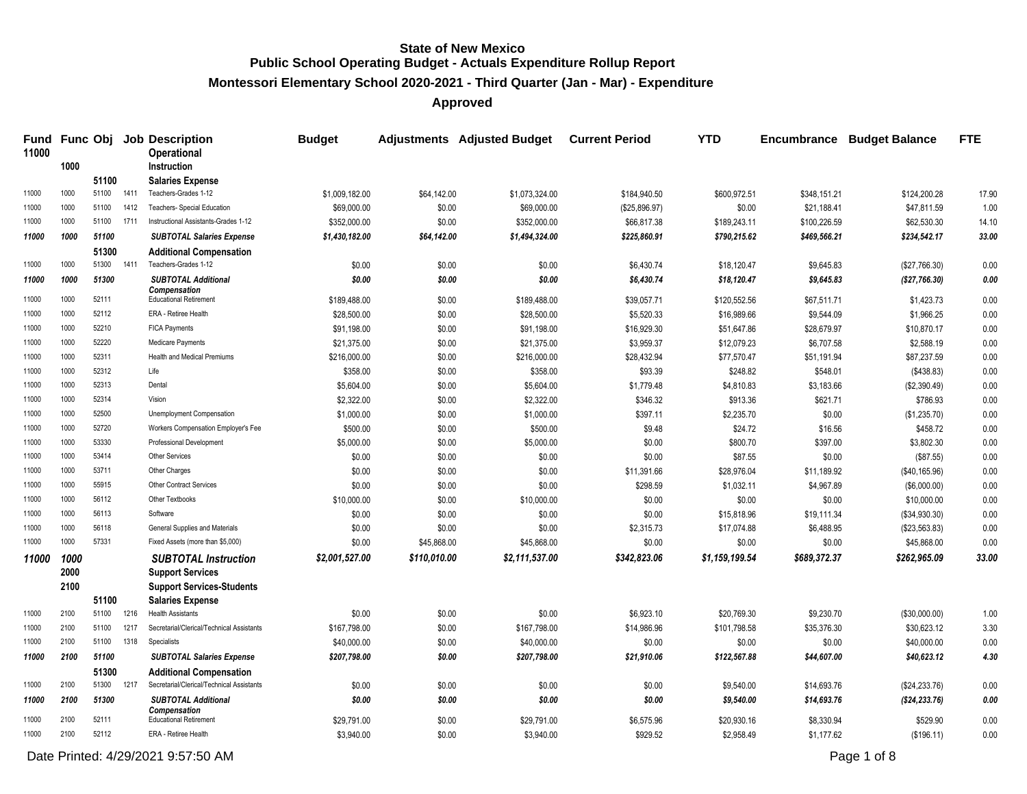# State of New Mexico
## Public School Operating Budget - Actuals Expenditure Rollup Report
### Montessori Elementary School 2020-2021 - Third Quarter (Jan - Mar) - Expenditure
### Approved

| Fund | Func | Obj | Job | Description | Budget | Adjustments | Adjusted Budget | Current Period | YTD | Encumbrance | Budget Balance | FTE |
|---|---|---|---|---|---|---|---|---|---|---|---|---|
| 11000 | | | | Operational | | | | | | | | |
| | 1000 | | | Instruction | | | | | | | | |
| | | 51100 | | Salaries Expense | | | | | | | | |
| 11000 | 1000 | 51100 | 1411 | Teachers-Grades 1-12 | $1,009,182.00 | $64,142.00 | $1,073,324.00 | $184,940.50 | $600,972.51 | $348,151.21 | $124,200.28 | 17.90 |
| 11000 | 1000 | 51100 | 1412 | Teachers- Special Education | $69,000.00 | $0.00 | $69,000.00 | ($25,896.97) | $0.00 | $21,188.41 | $47,811.59 | 1.00 |
| 11000 | 1000 | 51100 | 1711 | Instructional Assistants-Grades 1-12 | $352,000.00 | $0.00 | $352,000.00 | $66,817.38 | $189,243.11 | $100,226.59 | $62,530.30 | 14.10 |
| *11000* | *1000* | *51100* | | ***SUBTOTAL Salaries Expense*** | *$1,430,182.00* | *$64,142.00* | *$1,494,324.00* | *$225,860.91* | *$790,215.62* | *$469,566.21* | *$234,542.17* | *33.00* |
| | | 51300 | | Additional Compensation | | | | | | | | |
| 11000 | 1000 | 51300 | 1411 | Teachers-Grades 1-12 | $0.00 | $0.00 | $0.00 | $6,430.74 | $18,120.47 | $9,645.83 | ($27,766.30) | 0.00 |
| *11000* | *1000* | *51300* | | ***SUBTOTAL Additional Compensation*** | *$0.00* | *$0.00* | *$0.00* | *$6,430.74* | *$18,120.47* | *$9,645.83* | *($27,766.30)* | *0.00* |
| 11000 | 1000 | 52111 | | Educational Retirement | $189,488.00 | $0.00 | $189,488.00 | $39,057.71 | $120,552.56 | $67,511.71 | $1,423.73 | 0.00 |
| 11000 | 1000 | 52112 | | ERA - Retiree Health | $28,500.00 | $0.00 | $28,500.00 | $5,520.33 | $16,989.66 | $9,544.09 | $1,966.25 | 0.00 |
| 11000 | 1000 | 52210 | | FICA Payments | $91,198.00 | $0.00 | $91,198.00 | $16,929.30 | $51,647.86 | $28,679.97 | $10,870.17 | 0.00 |
| 11000 | 1000 | 52220 | | Medicare Payments | $21,375.00 | $0.00 | $21,375.00 | $3,959.37 | $12,079.23 | $6,707.58 | $2,588.19 | 0.00 |
| 11000 | 1000 | 52311 | | Health and Medical Premiums | $216,000.00 | $0.00 | $216,000.00 | $28,432.94 | $77,570.47 | $51,191.94 | $87,237.59 | 0.00 |
| 11000 | 1000 | 52312 | | Life | $358.00 | $0.00 | $358.00 | $93.39 | $248.82 | $548.01 | ($438.83) | 0.00 |
| 11000 | 1000 | 52313 | | Dental | $5,604.00 | $0.00 | $5,604.00 | $1,779.48 | $4,810.83 | $3,183.66 | ($2,390.49) | 0.00 |
| 11000 | 1000 | 52314 | | Vision | $2,322.00 | $0.00 | $2,322.00 | $346.32 | $913.36 | $621.71 | $786.93 | 0.00 |
| 11000 | 1000 | 52500 | | Unemployment Compensation | $1,000.00 | $0.00 | $1,000.00 | $397.11 | $2,235.70 | $0.00 | ($1,235.70) | 0.00 |
| 11000 | 1000 | 52720 | | Workers Compensation Employer's Fee | $500.00 | $0.00 | $500.00 | $9.48 | $24.72 | $16.56 | $458.72 | 0.00 |
| 11000 | 1000 | 53330 | | Professional Development | $5,000.00 | $0.00 | $5,000.00 | $0.00 | $800.70 | $397.00 | $3,802.30 | 0.00 |
| 11000 | 1000 | 53414 | | Other Services | $0.00 | $0.00 | $0.00 | $0.00 | $87.55 | $0.00 | ($87.55) | 0.00 |
| 11000 | 1000 | 53711 | | Other Charges | $0.00 | $0.00 | $0.00 | $11,391.66 | $28,976.04 | $11,189.92 | ($40,165.96) | 0.00 |
| 11000 | 1000 | 55915 | | Other Contract Services | $0.00 | $0.00 | $0.00 | $298.59 | $1,032.11 | $4,967.89 | ($6,000.00) | 0.00 |
| 11000 | 1000 | 56112 | | Other Textbooks | $10,000.00 | $0.00 | $10,000.00 | $0.00 | $0.00 | $0.00 | $10,000.00 | 0.00 |
| 11000 | 1000 | 56113 | | Software | $0.00 | $0.00 | $0.00 | $0.00 | $15,818.96 | $19,111.34 | ($34,930.30) | 0.00 |
| 11000 | 1000 | 56118 | | General Supplies and Materials | $0.00 | $0.00 | $0.00 | $2,315.73 | $17,074.88 | $6,488.95 | ($23,563.83) | 0.00 |
| 11000 | 1000 | 57331 | | Fixed Assets (more than $5,000) | $0.00 | $45,868.00 | $45,868.00 | $0.00 | $0.00 | $0.00 | $45,868.00 | 0.00 |
| ***11000*** | ***1000*** | | | ***SUBTOTAL Instruction*** | *$2,001,527.00* | *$110,010.00* | *$2,111,537.00* | *$342,823.06* | *$1,159,199.54* | *$689,372.37* | *$262,965.09* | *33.00* |
| | 2000 | | | Support Services | | | | | | | | |
| | 2100 | | | Support Services-Students | | | | | | | | |
| | | 51100 | | Salaries Expense | | | | | | | | |
| 11000 | 2100 | 51100 | 1216 | Health Assistants | $0.00 | $0.00 | $0.00 | $6,923.10 | $20,769.30 | $9,230.70 | ($30,000.00) | 1.00 |
| 11000 | 2100 | 51100 | 1217 | Secretarial/Clerical/Technical Assistants | $167,798.00 | $0.00 | $167,798.00 | $14,986.96 | $101,798.58 | $35,376.30 | $30,623.12 | 3.30 |
| 11000 | 2100 | 51100 | 1318 | Specialists | $40,000.00 | $0.00 | $40,000.00 | $0.00 | $0.00 | $0.00 | $40,000.00 | 0.00 |
| *11000* | *2100* | *51100* | | ***SUBTOTAL Salaries Expense*** | *$207,798.00* | *$0.00* | *$207,798.00* | *$21,910.06* | *$122,567.88* | *$44,607.00* | *$40,623.12* | *4.30* |
| | | 51300 | | Additional Compensation | | | | | | | | |
| 11000 | 2100 | 51300 | 1217 | Secretarial/Clerical/Technical Assistants | $0.00 | $0.00 | $0.00 | $0.00 | $9,540.00 | $14,693.76 | ($24,233.76) | 0.00 |
| *11000* | *2100* | *51300* | | ***SUBTOTAL Additional Compensation*** | *$0.00* | *$0.00* | *$0.00* | *$0.00* | *$9,540.00* | *$14,693.76* | *($24,233.76)* | *0.00* |
| 11000 | 2100 | 52111 | | Educational Retirement | $29,791.00 | $0.00 | $29,791.00 | $6,575.96 | $20,930.16 | $8,330.94 | $529.90 | 0.00 |
| 11000 | 2100 | 52112 | | ERA - Retiree Health | $3,940.00 | $0.00 | $3,940.00 | $929.52 | $2,958.49 | $1,177.62 | ($196.11) | 0.00 |

Date Printed: 4/29/2021 9:57:50 AM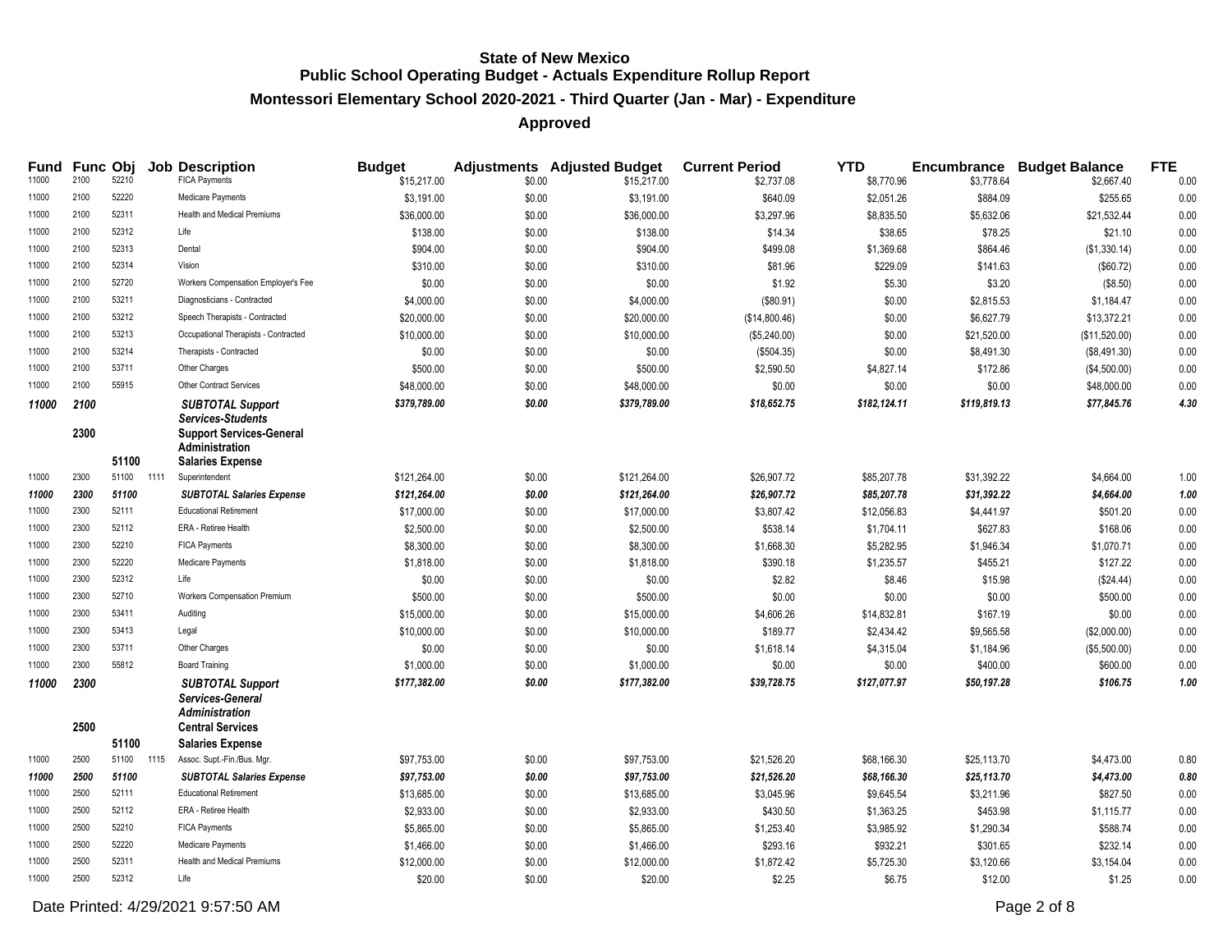# State of New Mexico
## Public School Operating Budget - Actuals Expenditure Rollup Report
### Montessori Elementary School 2020-2021 - Third Quarter (Jan - Mar) - Expenditure
### Approved

| Fund | Func | Obj | Job | Description | Budget | Adjustments | Adjusted Budget | Current Period | YTD | Encumbrance | Budget Balance | FTE |
|---|---|---|---|---|---|---|---|---|---|---|---|---|
| 11000 | 2100 | 52210 | | FICA Payments | $15,217.00 | $0.00 | $15,217.00 | $2,737.08 | $8,770.96 | $3,778.64 | $2,667.40 | 0.00 |
| 11000 | 2100 | 52220 | | Medicare Payments | $3,191.00 | $0.00 | $3,191.00 | $640.09 | $2,051.26 | $884.09 | $255.65 | 0.00 |
| 11000 | 2100 | 52311 | | Health and Medical Premiums | $36,000.00 | $0.00 | $36,000.00 | $3,297.96 | $8,835.50 | $5,632.06 | $21,532.44 | 0.00 |
| 11000 | 2100 | 52312 | | Life | $138.00 | $0.00 | $138.00 | $14.34 | $38.65 | $78.25 | $21.10 | 0.00 |
| 11000 | 2100 | 52313 | | Dental | $904.00 | $0.00 | $904.00 | $499.08 | $1,369.68 | $864.46 | ($1,330.14) | 0.00 |
| 11000 | 2100 | 52314 | | Vision | $310.00 | $0.00 | $310.00 | $81.96 | $229.09 | $141.63 | ($60.72) | 0.00 |
| 11000 | 2100 | 52720 | | Workers Compensation Employer's Fee | $0.00 | $0.00 | $0.00 | $1.92 | $5.30 | $3.20 | ($8.50) | 0.00 |
| 11000 | 2100 | 53211 | | Diagnosticians - Contracted | $4,000.00 | $0.00 | $4,000.00 | ($80.91) | $0.00 | $2,815.53 | $1,184.47 | 0.00 |
| 11000 | 2100 | 53212 | | Speech Therapists - Contracted | $20,000.00 | $0.00 | $20,000.00 | ($14,800.46) | $0.00 | $6,627.79 | $13,372.21 | 0.00 |
| 11000 | 2100 | 53213 | | Occupational Therapists - Contracted | $10,000.00 | $0.00 | $10,000.00 | ($5,240.00) | $0.00 | $21,520.00 | ($11,520.00) | 0.00 |
| 11000 | 2100 | 53214 | | Therapists - Contracted | $0.00 | $0.00 | $0.00 | ($504.35) | $0.00 | $8,491.30 | ($8,491.30) | 0.00 |
| 11000 | 2100 | 53711 | | Other Charges | $500.00 | $0.00 | $500.00 | $2,590.50 | $4,827.14 | $172.86 | ($4,500.00) | 0.00 |
| 11000 | 2100 | 55915 | | Other Contract Services | $48,000.00 | $0.00 | $48,000.00 | $0.00 | $0.00 | $0.00 | $48,000.00 | 0.00 |
| ***11000*** | ***2100*** | | | ***SUBTOTAL Support Services-Students*** | ***$379,789.00*** | ***$0.00*** | ***$379,789.00*** | ***$18,652.75*** | ***$182,124.11*** | ***$119,819.13*** | ***$77,845.76*** | ***4.30*** |
| | **2300** | | | **Support Services-General Administration** | | | | | | | | |
| | | **51100** | | **Salaries Expense** | | | | | | | | |
| 11000 | 2300 | 51100 | 1111 | Superintendent | $121,264.00 | $0.00 | $121,264.00 | $26,907.72 | $85,207.78 | $31,392.22 | $4,664.00 | 1.00 |
| ***11000*** | ***2300*** | ***51100*** | | ***SUBTOTAL Salaries Expense*** | ***$121,264.00*** | ***$0.00*** | ***$121,264.00*** | ***$26,907.72*** | ***$85,207.78*** | ***$31,392.22*** | ***$4,664.00*** | ***1.00*** |
| 11000 | 2300 | 52111 | | Educational Retirement | $17,000.00 | $0.00 | $17,000.00 | $3,807.42 | $12,056.83 | $4,441.97 | $501.20 | 0.00 |
| 11000 | 2300 | 52112 | | ERA - Retiree Health | $2,500.00 | $0.00 | $2,500.00 | $538.14 | $1,704.11 | $627.83 | $168.06 | 0.00 |
| 11000 | 2300 | 52210 | | FICA Payments | $8,300.00 | $0.00 | $8,300.00 | $1,668.30 | $5,282.95 | $1,946.34 | $1,070.71 | 0.00 |
| 11000 | 2300 | 52220 | | Medicare Payments | $1,818.00 | $0.00 | $1,818.00 | $390.18 | $1,235.57 | $455.21 | $127.22 | 0.00 |
| 11000 | 2300 | 52312 | | Life | $0.00 | $0.00 | $0.00 | $2.82 | $8.46 | $15.98 | ($24.44) | 0.00 |
| 11000 | 2300 | 52710 | | Workers Compensation Premium | $500.00 | $0.00 | $500.00 | $0.00 | $0.00 | $0.00 | $500.00 | 0.00 |
| 11000 | 2300 | 53411 | | Auditing | $15,000.00 | $0.00 | $15,000.00 | $4,606.26 | $14,832.81 | $167.19 | $0.00 | 0.00 |
| 11000 | 2300 | 53413 | | Legal | $10,000.00 | $0.00 | $10,000.00 | $189.77 | $2,434.42 | $9,565.58 | ($2,000.00) | 0.00 |
| 11000 | 2300 | 53711 | | Other Charges | $0.00 | $0.00 | $0.00 | $1,618.14 | $4,315.04 | $1,184.96 | ($5,500.00) | 0.00 |
| 11000 | 2300 | 55812 | | Board Training | $1,000.00 | $0.00 | $1,000.00 | $0.00 | $0.00 | $400.00 | $600.00 | 0.00 |
| ***11000*** | ***2300*** | | | ***SUBTOTAL Support Services-General Administration*** | ***$177,382.00*** | ***$0.00*** | ***$177,382.00*** | ***$39,728.75*** | ***$127,077.97*** | ***$50,197.28*** | ***$106.75*** | ***1.00*** |
| | **2500** | | | **Central Services** | | | | | | | | |
| | | **51100** | | **Salaries Expense** | | | | | | | | |
| 11000 | 2500 | 51100 | 1115 | Assoc. Supt.-Fin./Bus. Mgr. | $97,753.00 | $0.00 | $97,753.00 | $21,526.20 | $68,166.30 | $25,113.70 | $4,473.00 | 0.80 |
| ***11000*** | ***2500*** | ***51100*** | | ***SUBTOTAL Salaries Expense*** | ***$97,753.00*** | ***$0.00*** | ***$97,753.00*** | ***$21,526.20*** | ***$68,166.30*** | ***$25,113.70*** | ***$4,473.00*** | ***0.80*** |
| 11000 | 2500 | 52111 | | Educational Retirement | $13,685.00 | $0.00 | $13,685.00 | $3,045.96 | $9,645.54 | $3,211.96 | $827.50 | 0.00 |
| 11000 | 2500 | 52112 | | ERA - Retiree Health | $2,933.00 | $0.00 | $2,933.00 | $430.50 | $1,363.25 | $453.98 | $1,115.77 | 0.00 |
| 11000 | 2500 | 52210 | | FICA Payments | $5,865.00 | $0.00 | $5,865.00 | $1,253.40 | $3,985.92 | $1,290.34 | $588.74 | 0.00 |
| 11000 | 2500 | 52220 | | Medicare Payments | $1,466.00 | $0.00 | $1,466.00 | $293.16 | $932.21 | $301.65 | $232.14 | 0.00 |
| 11000 | 2500 | 52311 | | Health and Medical Premiums | $12,000.00 | $0.00 | $12,000.00 | $1,872.42 | $5,725.30 | $3,120.66 | $3,154.04 | 0.00 |
| 11000 | 2500 | 52312 | | Life | $20.00 | $0.00 | $20.00 | $2.25 | $6.75 | $12.00 | $1.25 | 0.00 |

Date Printed: 4/29/2021 9:57:50 AM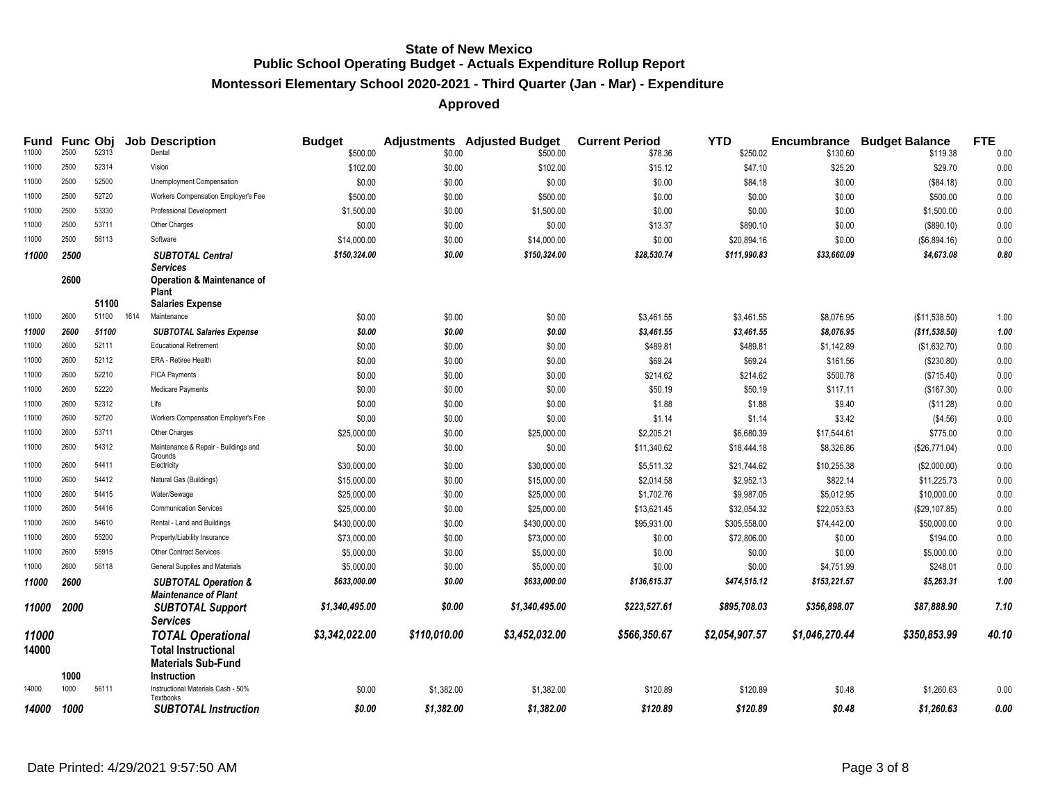# State of New Mexico
## Public School Operating Budget - Actuals Expenditure Rollup Report
### Montessori Elementary School 2020-2021 - Third Quarter (Jan - Mar) - Expenditure
### Approved

| Fund | Func | Obj | Job | Description | Budget | Adjustments | Adjusted Budget | Current Period | YTD | Encumbrance | Budget Balance | FTE |
|---|---|---|---|---|---|---|---|---|---|---|---|---|
| 11000 | 2500 | 52313 | | Dental | $500.00 | $0.00 | $500.00 | $78.36 | $250.02 | $130.60 | $119.38 | 0.00 |
| 11000 | 2500 | 52314 | | Vision | $102.00 | $0.00 | $102.00 | $15.12 | $47.10 | $25.20 | $29.70 | 0.00 |
| 11000 | 2500 | 52500 | | Unemployment Compensation | $0.00 | $0.00 | $0.00 | $0.00 | $84.18 | $0.00 | ($84.18) | 0.00 |
| 11000 | 2500 | 52720 | | Workers Compensation Employer's Fee | $500.00 | $0.00 | $500.00 | $0.00 | $0.00 | $0.00 | $500.00 | 0.00 |
| 11000 | 2500 | 53330 | | Professional Development | $1,500.00 | $0.00 | $1,500.00 | $0.00 | $0.00 | $0.00 | $1,500.00 | 0.00 |
| 11000 | 2500 | 53711 | | Other Charges | $0.00 | $0.00 | $0.00 | $13.37 | $890.10 | $0.00 | ($890.10) | 0.00 |
| 11000 | 2500 | 56113 | | Software | $14,000.00 | $0.00 | $14,000.00 | $0.00 | $20,894.16 | $0.00 | ($6,894.16) | 0.00 |
| ***11000*** | ***2500*** | | | ***SUBTOTAL Central Services*** | ***$150,324.00*** | ***$0.00*** | ***$150,324.00*** | ***$28,530.74*** | ***$111,990.83*** | ***$33,660.09*** | ***$4,673.08*** | ***0.80*** |
| | **2600** | | | **Operation & Maintenance of Plant** | | | | | | | | |
| | | **51100** | | **Salaries Expense** | | | | | | | | |
| 11000 | 2600 | 51100 | 1614 | Maintenance | $0.00 | $0.00 | $0.00 | $3,461.55 | $3,461.55 | $8,076.95 | ($11,538.50) | 1.00 |
| ***11000*** | ***2600*** | ***51100*** | | ***SUBTOTAL Salaries Expense*** | ***$0.00*** | ***$0.00*** | ***$0.00*** | ***$3,461.55*** | ***$3,461.55*** | ***$8,076.95*** | ***($11,538.50)*** | ***1.00*** |
| 11000 | 2600 | 52111 | | Educational Retirement | $0.00 | $0.00 | $0.00 | $489.81 | $489.81 | $1,142.89 | ($1,632.70) | 0.00 |
| 11000 | 2600 | 52112 | | ERA - Retiree Health | $0.00 | $0.00 | $0.00 | $69.24 | $69.24 | $161.56 | ($230.80) | 0.00 |
| 11000 | 2600 | 52210 | | FICA Payments | $0.00 | $0.00 | $0.00 | $214.62 | $214.62 | $500.78 | ($715.40) | 0.00 |
| 11000 | 2600 | 52220 | | Medicare Payments | $0.00 | $0.00 | $0.00 | $50.19 | $50.19 | $117.11 | ($167.30) | 0.00 |
| 11000 | 2600 | 52312 | | Life | $0.00 | $0.00 | $0.00 | $1.88 | $1.88 | $9.40 | ($11.28) | 0.00 |
| 11000 | 2600 | 52720 | | Workers Compensation Employer's Fee | $0.00 | $0.00 | $0.00 | $1.14 | $1.14 | $3.42 | ($4.56) | 0.00 |
| 11000 | 2600 | 53711 | | Other Charges | $25,000.00 | $0.00 | $25,000.00 | $2,205.21 | $6,680.39 | $17,544.61 | $775.00 | 0.00 |
| 11000 | 2600 | 54312 | | Maintenance & Repair - Buildings and Grounds | $0.00 | $0.00 | $0.00 | $11,340.62 | $18,444.18 | $8,326.86 | ($26,771.04) | 0.00 |
| 11000 | 2600 | 54411 | | Electricity | $30,000.00 | $0.00 | $30,000.00 | $5,511.32 | $21,744.62 | $10,255.38 | ($2,000.00) | 0.00 |
| 11000 | 2600 | 54412 | | Natural Gas (Buildings) | $15,000.00 | $0.00 | $15,000.00 | $2,014.58 | $2,952.13 | $822.14 | $11,225.73 | 0.00 |
| 11000 | 2600 | 54415 | | Water/Sewage | $25,000.00 | $0.00 | $25,000.00 | $1,702.76 | $9,987.05 | $5,012.95 | $10,000.00 | 0.00 |
| 11000 | 2600 | 54416 | | Communication Services | $25,000.00 | $0.00 | $25,000.00 | $13,621.45 | $32,054.32 | $22,053.53 | ($29,107.85) | 0.00 |
| 11000 | 2600 | 54610 | | Rental - Land and Buildings | $430,000.00 | $0.00 | $430,000.00 | $95,931.00 | $305,558.00 | $74,442.00 | $50,000.00 | 0.00 |
| 11000 | 2600 | 55200 | | Property/Liability Insurance | $73,000.00 | $0.00 | $73,000.00 | $0.00 | $72,806.00 | $0.00 | $194.00 | 0.00 |
| 11000 | 2600 | 55915 | | Other Contract Services | $5,000.00 | $0.00 | $5,000.00 | $0.00 | $0.00 | $0.00 | $5,000.00 | 0.00 |
| 11000 | 2600 | 56118 | | General Supplies and Materials | $5,000.00 | $0.00 | $5,000.00 | $0.00 | $0.00 | $4,751.99 | $248.01 | 0.00 |
| ***11000*** | ***2600*** | | | ***SUBTOTAL Operation & Maintenance of Plant*** | ***$633,000.00*** | ***$0.00*** | ***$633,000.00*** | ***$136,615.37*** | ***$474,515.12*** | ***$153,221.57*** | ***$5,263.31*** | ***1.00*** |
| ***11000*** | ***2000*** | | | ***SUBTOTAL Support Services*** | ***$1,340,495.00*** | ***$0.00*** | ***$1,340,495.00*** | ***$223,527.61*** | ***$895,708.03*** | ***$356,898.07*** | ***$87,888.90*** | ***7.10*** |
| ***11000*** | | | | ***TOTAL Operational*** | ***$3,342,022.00*** | ***$110,010.00*** | ***$3,452,032.00*** | ***$566,350.67*** | ***$2,054,907.57*** | ***$1,046,270.44*** | ***$350,853.99*** | ***40.10*** |
| **14000** | | | | **Total Instructional Materials Sub-Fund** | | | | | | | | |
| | **1000** | | | **Instruction** | | | | | | | | |
| 14000 | 1000 | 56111 | | Instructional Materials Cash - 50% Textbooks | $0.00 | $1,382.00 | $1,382.00 | $120.89 | $120.89 | $0.48 | $1,260.63 | 0.00 |
| ***14000*** | ***1000*** | | | ***SUBTOTAL Instruction*** | ***$0.00*** | ***$1,382.00*** | ***$1,382.00*** | ***$120.89*** | ***$120.89*** | ***$0.48*** | ***$1,260.63*** | ***0.00*** |

Date Printed: 4/29/2021 9:57:50 AM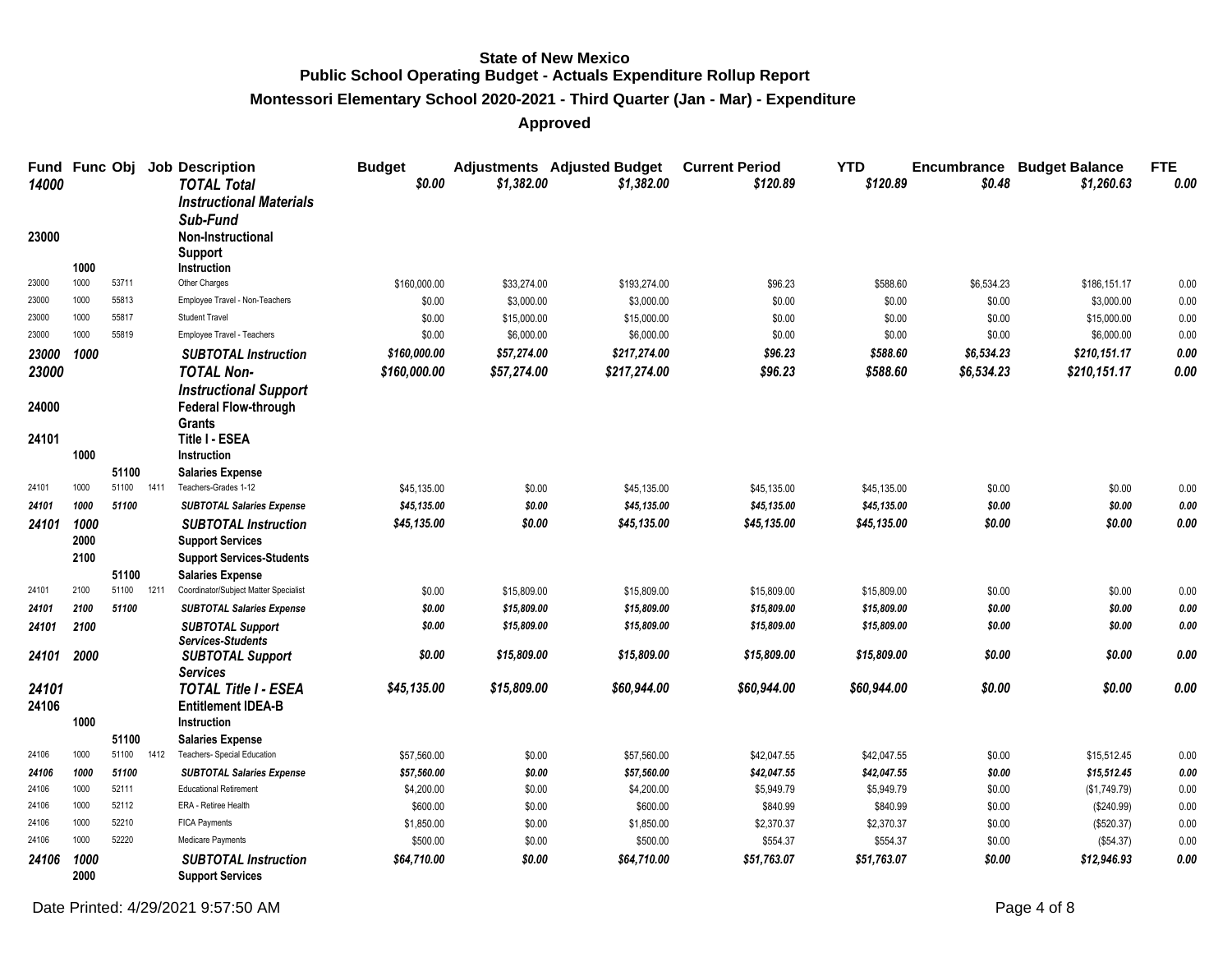**State of New Mexico**
**Public School Operating Budget - Actuals Expenditure Rollup Report**
**Montessori Elementary School 2020-2021 - Third Quarter (Jan - Mar) - Expenditure**
**Approved**

| Fund | Func | Obj | Job | Description | Budget | Adjustments | Adjusted Budget | Current Period | YTD | Encumbrance | Budget Balance | FTE |
|---|---|---|---|---|---|---|---|---|---|---|---|---|
| *14000* | | | | *TOTAL Total Instructional Materials Sub-Fund* | *$0.00* | *$1,382.00* | *$1,382.00* | *$120.89* | *$120.89* | *$0.48* | *$1,260.63* | *0.00* |
| **23000** | | | | **Non-Instructional Support** | | | | | | | | |
| | **1000** | | | **Instruction** | | | | | | | | |
| 23000 | 1000 | 53711 | | Other Charges | $160,000.00 | $33,274.00 | $193,274.00 | $96.23 | $588.60 | $6,534.23 | $186,151.17 | 0.00 |
| 23000 | 1000 | 55813 | | Employee Travel - Non-Teachers | $0.00 | $3,000.00 | $3,000.00 | $0.00 | $0.00 | $0.00 | $3,000.00 | 0.00 |
| 23000 | 1000 | 55817 | | Student Travel | $0.00 | $15,000.00 | $15,000.00 | $0.00 | $0.00 | $0.00 | $15,000.00 | 0.00 |
| 23000 | 1000 | 55819 | | Employee Travel - Teachers | $0.00 | $6,000.00 | $6,000.00 | $0.00 | $0.00 | $0.00 | $6,000.00 | 0.00 |
| *23000* | *1000* | | | *SUBTOTAL Instruction* | *$160,000.00* | *$57,274.00* | *$217,274.00* | *$96.23* | *$588.60* | *$6,534.23* | *$210,151.17* | *0.00* |
| *23000* | | | | *TOTAL Non-Instructional Support* | *$160,000.00* | *$57,274.00* | *$217,274.00* | *$96.23* | *$588.60* | *$6,534.23* | *$210,151.17* | *0.00* |
| **24000** | | | | **Federal Flow-through Grants** | | | | | | | | |
| **24101** | | | | **Title I - ESEA** | | | | | | | | |
| | **1000** | | | **Instruction** | | | | | | | | |
| | | **51100** | | **Salaries Expense** | | | | | | | | |
| 24101 | 1000 | 51100 | 1411 | Teachers-Grades 1-12 | $45,135.00 | $0.00 | $45,135.00 | $45,135.00 | $45,135.00 | $0.00 | $0.00 | 0.00 |
| *24101* | *1000* | *51100* | | *SUBTOTAL Salaries Expense* | *$45,135.00* | *$0.00* | *$45,135.00* | *$45,135.00* | *$45,135.00* | *$0.00* | *$0.00* | *0.00* |
| *24101* | *1000* | | | *SUBTOTAL Instruction* | *$45,135.00* | *$0.00* | *$45,135.00* | *$45,135.00* | *$45,135.00* | *$0.00* | *$0.00* | *0.00* |
| | **2000** | | | **Support Services** | | | | | | | | |
| | **2100** | | | **Support Services-Students** | | | | | | | | |
| | | **51100** | | **Salaries Expense** | | | | | | | | |
| 24101 | 2100 | 51100 | 1211 | Coordinator/Subject Matter Specialist | $0.00 | $15,809.00 | $15,809.00 | $15,809.00 | $15,809.00 | $0.00 | $0.00 | 0.00 |
| *24101* | *2100* | *51100* | | *SUBTOTAL Salaries Expense* | *$0.00* | *$15,809.00* | *$15,809.00* | *$15,809.00* | *$15,809.00* | *$0.00* | *$0.00* | *0.00* |
| *24101* | *2100* | | | *SUBTOTAL Support Services-Students* | *$0.00* | *$15,809.00* | *$15,809.00* | *$15,809.00* | *$15,809.00* | *$0.00* | *$0.00* | *0.00* |
| *24101* | *2000* | | | *SUBTOTAL Support Services* | *$0.00* | *$15,809.00* | *$15,809.00* | *$15,809.00* | *$15,809.00* | *$0.00* | *$0.00* | *0.00* |
| *24101* | | | | *TOTAL Title I - ESEA* | *$45,135.00* | *$15,809.00* | *$60,944.00* | *$60,944.00* | *$60,944.00* | *$0.00* | *$0.00* | *0.00* |
| **24106** | | | | **Entitlement IDEA-B** | | | | | | | | |
| | **1000** | | | **Instruction** | | | | | | | | |
| | | **51100** | | **Salaries Expense** | | | | | | | | |
| 24106 | 1000 | 51100 | 1412 | Teachers- Special Education | $57,560.00 | $0.00 | $57,560.00 | $42,047.55 | $42,047.55 | $0.00 | $15,512.45 | 0.00 |
| *24106* | *1000* | *51100* | | *SUBTOTAL Salaries Expense* | *$57,560.00* | *$0.00* | *$57,560.00* | *$42,047.55* | *$42,047.55* | *$0.00* | *$15,512.45* | *0.00* |
| 24106 | 1000 | 52111 | | Educational Retirement | $4,200.00 | $0.00 | $4,200.00 | $5,949.79 | $5,949.79 | $0.00 | ($1,749.79) | 0.00 |
| 24106 | 1000 | 52112 | | ERA - Retiree Health | $600.00 | $0.00 | $600.00 | $840.99 | $840.99 | $0.00 | ($240.99) | 0.00 |
| 24106 | 1000 | 52210 | | FICA Payments | $1,850.00 | $0.00 | $1,850.00 | $2,370.37 | $2,370.37 | $0.00 | ($520.37) | 0.00 |
| 24106 | 1000 | 52220 | | Medicare Payments | $500.00 | $0.00 | $500.00 | $554.37 | $554.37 | $0.00 | ($54.37) | 0.00 |
| *24106* | *1000* | | | *SUBTOTAL Instruction* | *$64,710.00* | *$0.00* | *$64,710.00* | *$51,763.07* | *$51,763.07* | *$0.00* | *$12,946.93* | *0.00* |
| | **2000** | | | **Support Services** | | | | | | | | |

Date Printed: 4/29/2021 9:57:50 AM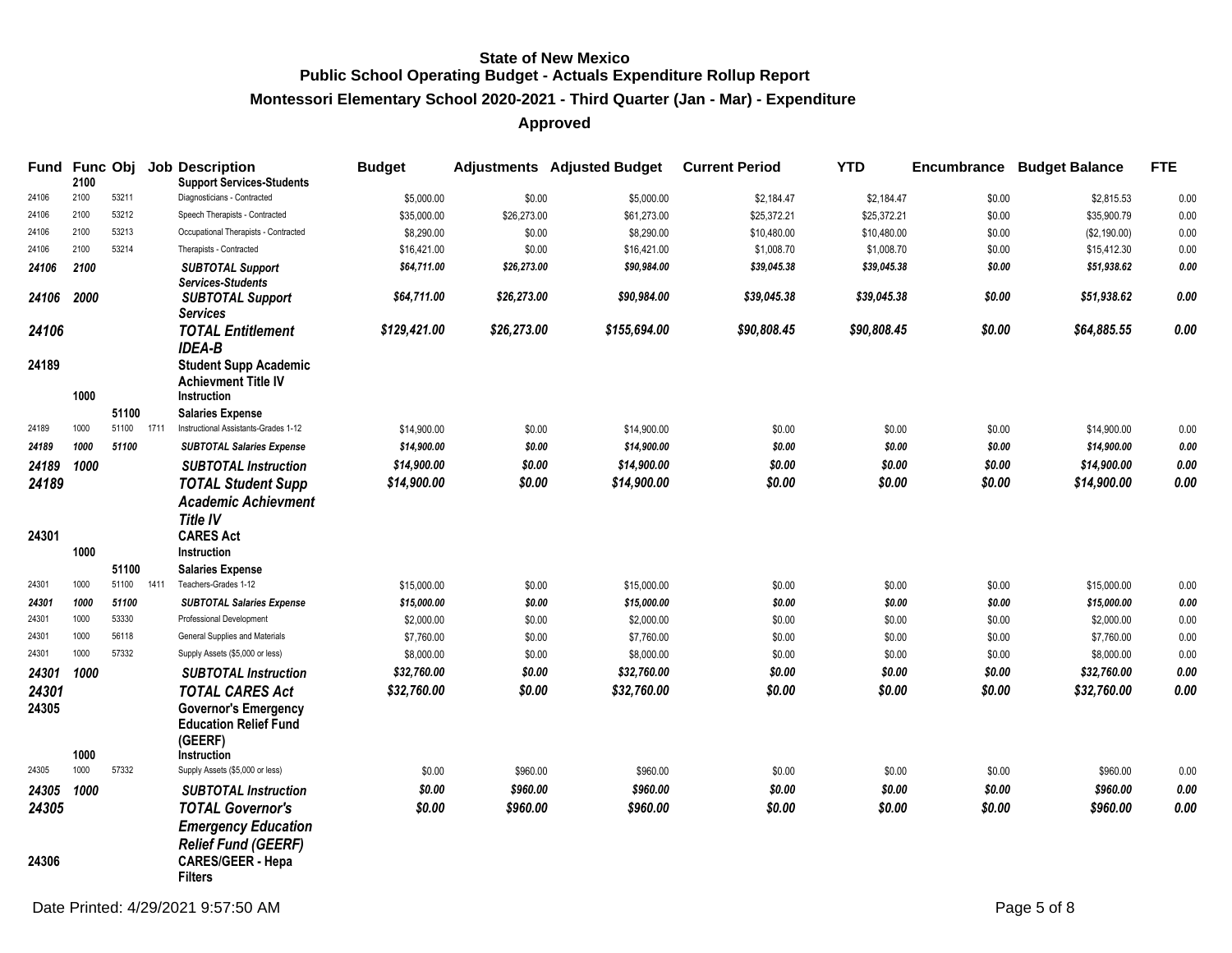# State of New Mexico
## Public School Operating Budget - Actuals Expenditure Rollup Report
### Montessori Elementary School 2020-2021 - Third Quarter (Jan - Mar) - Expenditure
### Approved

| Fund | Func | Obj | Job | Description | Budget | Adjustments | Adjusted Budget | Current Period | YTD | Encumbrance | Budget Balance | FTE |
|---|---|---|---|---|---|---|---|---|---|---|---|---|
| | 2100 | | | **Support Services-Students** | | | | | | | | |
| 24106 | 2100 | 53211 | | Diagnosticians - Contracted | $5,000.00 | $0.00 | $5,000.00 | $2,184.47 | $2,184.47 | $0.00 | $2,815.53 | 0.00 |
| 24106 | 2100 | 53212 | | Speech Therapists - Contracted | $35,000.00 | $26,273.00 | $61,273.00 | $25,372.21 | $25,372.21 | $0.00 | $35,900.79 | 0.00 |
| 24106 | 2100 | 53213 | | Occupational Therapists - Contracted | $8,290.00 | $0.00 | $8,290.00 | $10,480.00 | $10,480.00 | $0.00 | ($2,190.00) | 0.00 |
| 24106 | 2100 | 53214 | | Therapists - Contracted | $16,421.00 | $0.00 | $16,421.00 | $1,008.70 | $1,008.70 | $0.00 | $15,412.30 | 0.00 |
| *24106* | *2100* | | | ***SUBTOTAL Support Services-Students*** | *$64,711.00* | *$26,273.00* | *$90,984.00* | *$39,045.38* | *$39,045.38* | *$0.00* | *$51,938.62* | *0.00* |
| *24106* | *2000* | | | ***SUBTOTAL Support Services*** | *$64,711.00* | *$26,273.00* | *$90,984.00* | *$39,045.38* | *$39,045.38* | *$0.00* | *$51,938.62* | *0.00* |
| *24106* | | | | ***TOTAL Entitlement IDEA-B*** | *$129,421.00* | *$26,273.00* | *$155,694.00* | *$90,808.45* | *$90,808.45* | *$0.00* | *$64,885.55* | *0.00* |
| **24189** | | | | **Student Supp Academic Achievment Title IV** | | | | | | | | |
| | **1000** | | | **Instruction** | | | | | | | | |
| | | **51100** | | **Salaries Expense** | | | | | | | | |
| 24189 | 1000 | 51100 | 1711 | Instructional Assistants-Grades 1-12 | $14,900.00 | $0.00 | $14,900.00 | $0.00 | $0.00 | $0.00 | $14,900.00 | 0.00 |
| *24189* | *1000* | *51100* | | ***SUBTOTAL Salaries Expense*** | *$14,900.00* | *$0.00* | *$14,900.00* | *$0.00* | *$0.00* | *$0.00* | *$14,900.00* | *0.00* |
| *24189* | *1000* | | | ***SUBTOTAL Instruction*** | *$14,900.00* | *$0.00* | *$14,900.00* | *$0.00* | *$0.00* | *$0.00* | *$14,900.00* | *0.00* |
| *24189* | | | | ***TOTAL Student Supp Academic Achievment Title IV*** | *$14,900.00* | *$0.00* | *$14,900.00* | *$0.00* | *$0.00* | *$0.00* | *$14,900.00* | *0.00* |
| **24301** | | | | **CARES Act** | | | | | | | | |
| | **1000** | | | **Instruction** | | | | | | | | |
| | | **51100** | | **Salaries Expense** | | | | | | | | |
| 24301 | 1000 | 51100 | 1411 | Teachers-Grades 1-12 | $15,000.00 | $0.00 | $15,000.00 | $0.00 | $0.00 | $0.00 | $15,000.00 | 0.00 |
| *24301* | *1000* | *51100* | | ***SUBTOTAL Salaries Expense*** | *$15,000.00* | *$0.00* | *$15,000.00* | *$0.00* | *$0.00* | *$0.00* | *$15,000.00* | *0.00* |
| 24301 | 1000 | 53330 | | Professional Development | $2,000.00 | $0.00 | $2,000.00 | $0.00 | $0.00 | $0.00 | $2,000.00 | 0.00 |
| 24301 | 1000 | 56118 | | General Supplies and Materials | $7,760.00 | $0.00 | $7,760.00 | $0.00 | $0.00 | $0.00 | $7,760.00 | 0.00 |
| 24301 | 1000 | 57332 | | Supply Assets ($5,000 or less) | $8,000.00 | $0.00 | $8,000.00 | $0.00 | $0.00 | $0.00 | $8,000.00 | 0.00 |
| *24301* | *1000* | | | ***SUBTOTAL Instruction*** | *$32,760.00* | *$0.00* | *$32,760.00* | *$0.00* | *$0.00* | *$0.00* | *$32,760.00* | *0.00* |
| *24301* | | | | ***TOTAL CARES Act*** | *$32,760.00* | *$0.00* | *$32,760.00* | *$0.00* | *$0.00* | *$0.00* | *$32,760.00* | *0.00* |
| **24305** | | | | **Governor's Emergency Education Relief Fund (GEERF)** | | | | | | | | |
| | **1000** | | | **Instruction** | | | | | | | | |
| 24305 | 1000 | 57332 | | Supply Assets ($5,000 or less) | $0.00 | $960.00 | $960.00 | $0.00 | $0.00 | $0.00 | $960.00 | 0.00 |
| *24305* | *1000* | | | ***SUBTOTAL Instruction*** | *$0.00* | *$960.00* | *$960.00* | *$0.00* | *$0.00* | *$0.00* | *$960.00* | *0.00* |
| *24305* | | | | ***TOTAL Governor's Emergency Education Relief Fund (GEERF)*** | *$0.00* | *$960.00* | *$960.00* | *$0.00* | *$0.00* | *$0.00* | *$960.00* | *0.00* |
| **24306** | | | | **CARES/GEER - Hepa Filters** | | | | | | | | |

Date Printed: 4/29/2021 9:57:50 AM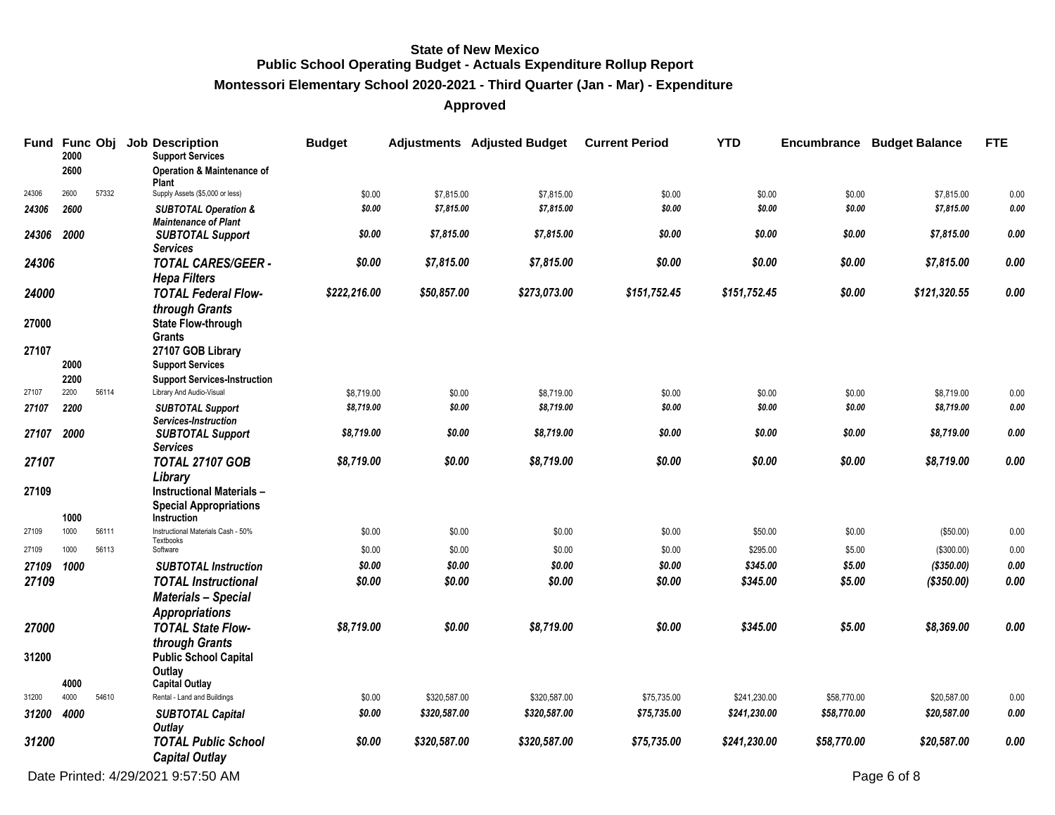**State of New Mexico**
**Public School Operating Budget - Actuals Expenditure Rollup Report**
**Montessori Elementary School 2020-2021 - Third Quarter (Jan - Mar) - Expenditure**
**Approved**

| Fund | Func | Obj | Job | Description | Budget | Adjustments | Adjusted Budget | Current Period | YTD | Encumbrance | Budget Balance | FTE |
|---|---|---|---|---|---|---|---|---|---|---|---|---|
| | 2000 | | | **Support Services** | | | | | | | | |
| | 2600 | | | **Operation & Maintenance of Plant** | | | | | | | | |
| 24306 | 2600 | 57332 | | Supply Assets ($5,000 or less) | $0.00 | $7,815.00 | $7,815.00 | $0.00 | $0.00 | $0.00 | $7,815.00 | 0.00 |
| *24306* | *2600* | | | ***SUBTOTAL Operation & Maintenance of Plant*** | *$0.00* | *$7,815.00* | *$7,815.00* | *$0.00* | *$0.00* | *$0.00* | *$7,815.00* | *0.00* |
| *24306* | *2000* | | | ***SUBTOTAL Support Services*** | *$0.00* | *$7,815.00* | *$7,815.00* | *$0.00* | *$0.00* | *$0.00* | *$7,815.00* | *0.00* |
| *24306* | | | | ***TOTAL CARES/GEER - Hepa Filters*** | *$0.00* | *$7,815.00* | *$7,815.00* | *$0.00* | *$0.00* | *$0.00* | *$7,815.00* | *0.00* |
| *24000* | | | | ***TOTAL Federal Flow-through Grants*** | *$222,216.00* | *$50,857.00* | *$273,073.00* | *$151,752.45* | *$151,752.45* | *$0.00* | *$121,320.55* | *0.00* |
| 27000 | | | | **State Flow-through Grants** | | | | | | | | |
| 27107 | | | | **27107 GOB Library** | | | | | | | | |
| | 2000 | | | **Support Services** | | | | | | | | |
| | 2200 | | | **Support Services-Instruction** | | | | | | | | |
| 27107 | 2200 | 56114 | | Library And Audio-Visual | $8,719.00 | $0.00 | $8,719.00 | $0.00 | $0.00 | $0.00 | $8,719.00 | 0.00 |
| *27107* | *2200* | | | ***SUBTOTAL Support Services-Instruction*** | *$8,719.00* | *$0.00* | *$8,719.00* | *$0.00* | *$0.00* | *$0.00* | *$8,719.00* | *0.00* |
| *27107* | *2000* | | | ***SUBTOTAL Support Services*** | *$8,719.00* | *$0.00* | *$8,719.00* | *$0.00* | *$0.00* | *$0.00* | *$8,719.00* | *0.00* |
| *27107* | | | | ***TOTAL 27107 GOB Library*** | *$8,719.00* | *$0.00* | *$8,719.00* | *$0.00* | *$0.00* | *$0.00* | *$8,719.00* | *0.00* |
| 27109 | | | | **Instructional Materials – Special Appropriations** | | | | | | | | |
| | 1000 | | | **Instruction** | | | | | | | | |
| 27109 | 1000 | 56111 | | Instructional Materials Cash - 50% Textbooks | $0.00 | $0.00 | $0.00 | $0.00 | $50.00 | $0.00 | ($50.00) | 0.00 |
| 27109 | 1000 | 56113 | | Software | $0.00 | $0.00 | $0.00 | $0.00 | $295.00 | $5.00 | ($300.00) | 0.00 |
| *27109* | *1000* | | | ***SUBTOTAL Instruction*** | *$0.00* | *$0.00* | *$0.00* | *$0.00* | *$345.00* | *$5.00* | *($350.00)* | *0.00* |
| *27109* | | | | ***TOTAL Instructional Materials – Special Appropriations*** | *$0.00* | *$0.00* | *$0.00* | *$0.00* | *$345.00* | *$5.00* | *($350.00)* | *0.00* |
| *27000* | | | | ***TOTAL State Flow-through Grants*** | *$8,719.00* | *$0.00* | *$8,719.00* | *$0.00* | *$345.00* | *$5.00* | *$8,369.00* | *0.00* |
| 31200 | | | | **Public School Capital Outlay** | | | | | | | | |
| | 4000 | | | **Capital Outlay** | | | | | | | | |
| 31200 | 4000 | 54610 | | Rental - Land and Buildings | $0.00 | $320,587.00 | $320,587.00 | $75,735.00 | $241,230.00 | $58,770.00 | $20,587.00 | 0.00 |
| *31200* | *4000* | | | ***SUBTOTAL Capital Outlay*** | *$0.00* | *$320,587.00* | *$320,587.00* | *$75,735.00* | *$241,230.00* | *$58,770.00* | *$20,587.00* | *0.00* |
| *31200* | | | | ***TOTAL Public School Capital Outlay*** | *$0.00* | *$320,587.00* | *$320,587.00* | *$75,735.00* | *$241,230.00* | *$58,770.00* | *$20,587.00* | *0.00* |

Date Printed: 4/29/2021 9:57:50 AM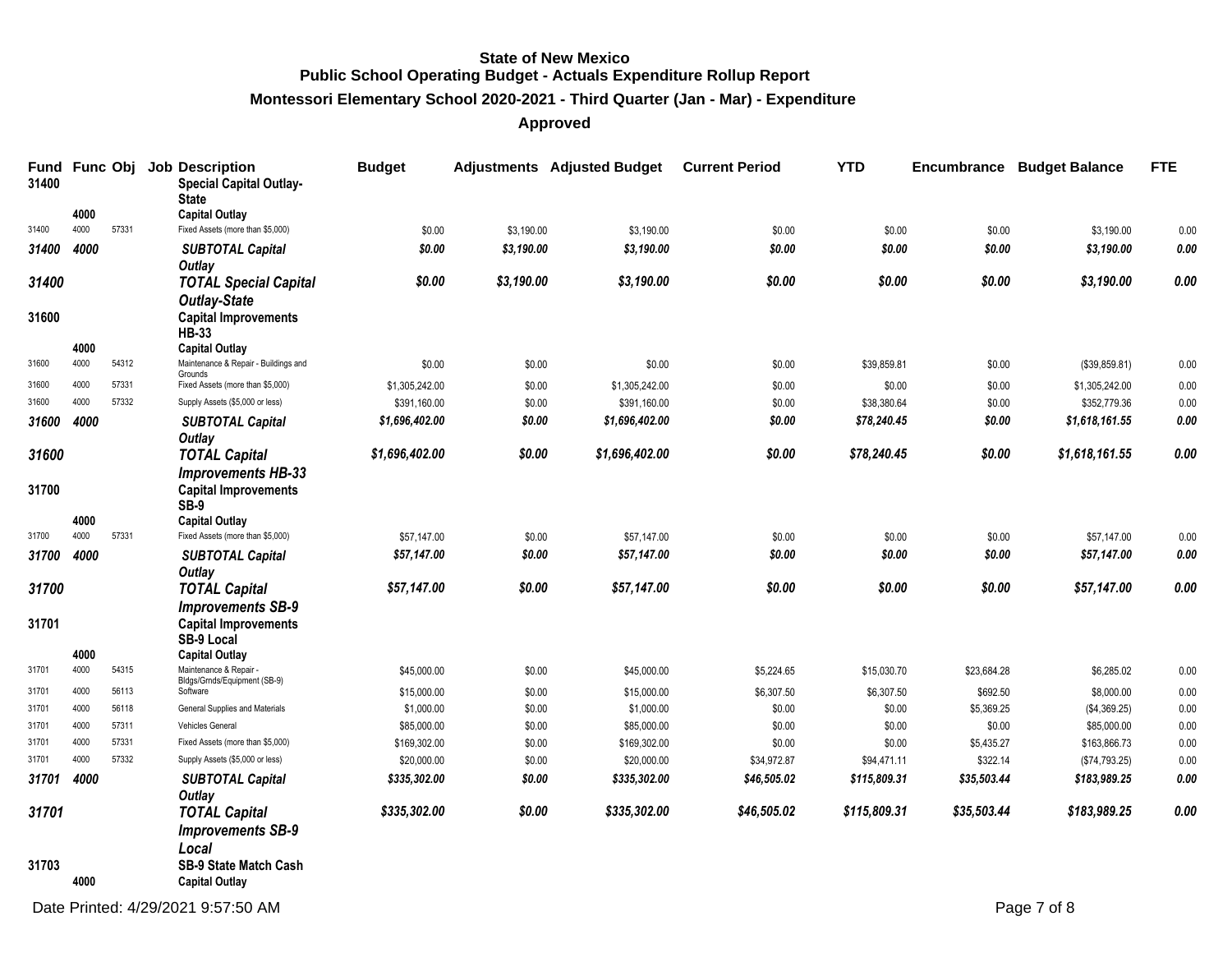# State of New Mexico
## Public School Operating Budget - Actuals Expenditure Rollup Report
### Montessori Elementary School 2020-2021 - Third Quarter (Jan - Mar) - Expenditure
### Approved

| Fund | Func | Obj | Job | Description | Budget | Adjustments | Adjusted Budget | Current Period | YTD | Encumbrance | Budget Balance | FTE |
|---|---|---|---|---|---|---|---|---|---|---|---|---|
| 31400 | | | | **Special Capital Outlay-State** | | | | | | | | |
| | 4000 | | | **Capital Outlay** | | | | | | | | |
| 31400 | 4000 | 57331 | | Fixed Assets (more than $5,000) | $0.00 | $3,190.00 | $3,190.00 | $0.00 | $0.00 | $0.00 | $3,190.00 | 0.00 |
| *31400* | *4000* | | | ***SUBTOTAL Capital Outlay*** | *$0.00* | *$3,190.00* | *$3,190.00* | *$0.00* | *$0.00* | *$0.00* | *$3,190.00* | *0.00* |
| *31400* | | | | ***TOTAL Special Capital Outlay-State*** | *$0.00* | *$3,190.00* | *$3,190.00* | *$0.00* | *$0.00* | *$0.00* | *$3,190.00* | *0.00* |
| 31600 | | | | **Capital Improvements HB-33** | | | | | | | | |
| | 4000 | | | **Capital Outlay** | | | | | | | | |
| 31600 | 4000 | 54312 | | Maintenance & Repair - Buildings and Grounds | $0.00 | $0.00 | $0.00 | $0.00 | $39,859.81 | $0.00 | ($39,859.81) | 0.00 |
| 31600 | 4000 | 57331 | | Fixed Assets (more than $5,000) | $1,305,242.00 | $0.00 | $1,305,242.00 | $0.00 | $0.00 | $0.00 | $1,305,242.00 | 0.00 |
| 31600 | 4000 | 57332 | | Supply Assets ($5,000 or less) | $391,160.00 | $0.00 | $391,160.00 | $0.00 | $38,380.64 | $0.00 | $352,779.36 | 0.00 |
| *31600* | *4000* | | | ***SUBTOTAL Capital Outlay*** | *$1,696,402.00* | *$0.00* | *$1,696,402.00* | *$0.00* | *$78,240.45* | *$0.00* | *$1,618,161.55* | *0.00* |
| *31600* | | | | ***TOTAL Capital Improvements HB-33*** | *$1,696,402.00* | *$0.00* | *$1,696,402.00* | *$0.00* | *$78,240.45* | *$0.00* | *$1,618,161.55* | *0.00* |
| 31700 | | | | **Capital Improvements SB-9** | | | | | | | | |
| | 4000 | | | **Capital Outlay** | | | | | | | | |
| 31700 | 4000 | 57331 | | Fixed Assets (more than $5,000) | $57,147.00 | $0.00 | $57,147.00 | $0.00 | $0.00 | $0.00 | $57,147.00 | 0.00 |
| *31700* | *4000* | | | ***SUBTOTAL Capital Outlay*** | *$57,147.00* | *$0.00* | *$57,147.00* | *$0.00* | *$0.00* | *$0.00* | *$57,147.00* | *0.00* |
| *31700* | | | | ***TOTAL Capital Improvements SB-9*** | *$57,147.00* | *$0.00* | *$57,147.00* | *$0.00* | *$0.00* | *$0.00* | *$57,147.00* | *0.00* |
| 31701 | | | | **Capital Improvements SB-9 Local** | | | | | | | | |
| | 4000 | | | **Capital Outlay** | | | | | | | | |
| 31701 | 4000 | 54315 | | Maintenance & Repair - Bldgs/Grnds/Equipment (SB-9) | $45,000.00 | $0.00 | $45,000.00 | $5,224.65 | $15,030.70 | $23,684.28 | $6,285.02 | 0.00 |
| 31701 | 4000 | 56113 | | Software | $15,000.00 | $0.00 | $15,000.00 | $6,307.50 | $6,307.50 | $692.50 | $8,000.00 | 0.00 |
| 31701 | 4000 | 56118 | | General Supplies and Materials | $1,000.00 | $0.00 | $1,000.00 | $0.00 | $0.00 | $5,369.25 | ($4,369.25) | 0.00 |
| 31701 | 4000 | 57311 | | Vehicles General | $85,000.00 | $0.00 | $85,000.00 | $0.00 | $0.00 | $0.00 | $85,000.00 | 0.00 |
| 31701 | 4000 | 57331 | | Fixed Assets (more than $5,000) | $169,302.00 | $0.00 | $169,302.00 | $0.00 | $0.00 | $5,435.27 | $163,866.73 | 0.00 |
| 31701 | 4000 | 57332 | | Supply Assets ($5,000 or less) | $20,000.00 | $0.00 | $20,000.00 | $34,972.87 | $94,471.11 | $322.14 | ($74,793.25) | 0.00 |
| *31701* | *4000* | | | ***SUBTOTAL Capital Outlay*** | *$335,302.00* | *$0.00* | *$335,302.00* | *$46,505.02* | *$115,809.31* | *$35,503.44* | *$183,989.25* | *0.00* |
| *31701* | | | | ***TOTAL Capital Improvements SB-9 Local*** | *$335,302.00* | *$0.00* | *$335,302.00* | *$46,505.02* | *$115,809.31* | *$35,503.44* | *$183,989.25* | *0.00* |
| 31703 | | | | **SB-9 State Match Cash** | | | | | | | | |
| | 4000 | | | **Capital Outlay** | | | | | | | | |

Date Printed: 4/29/2021 9:57:50 AM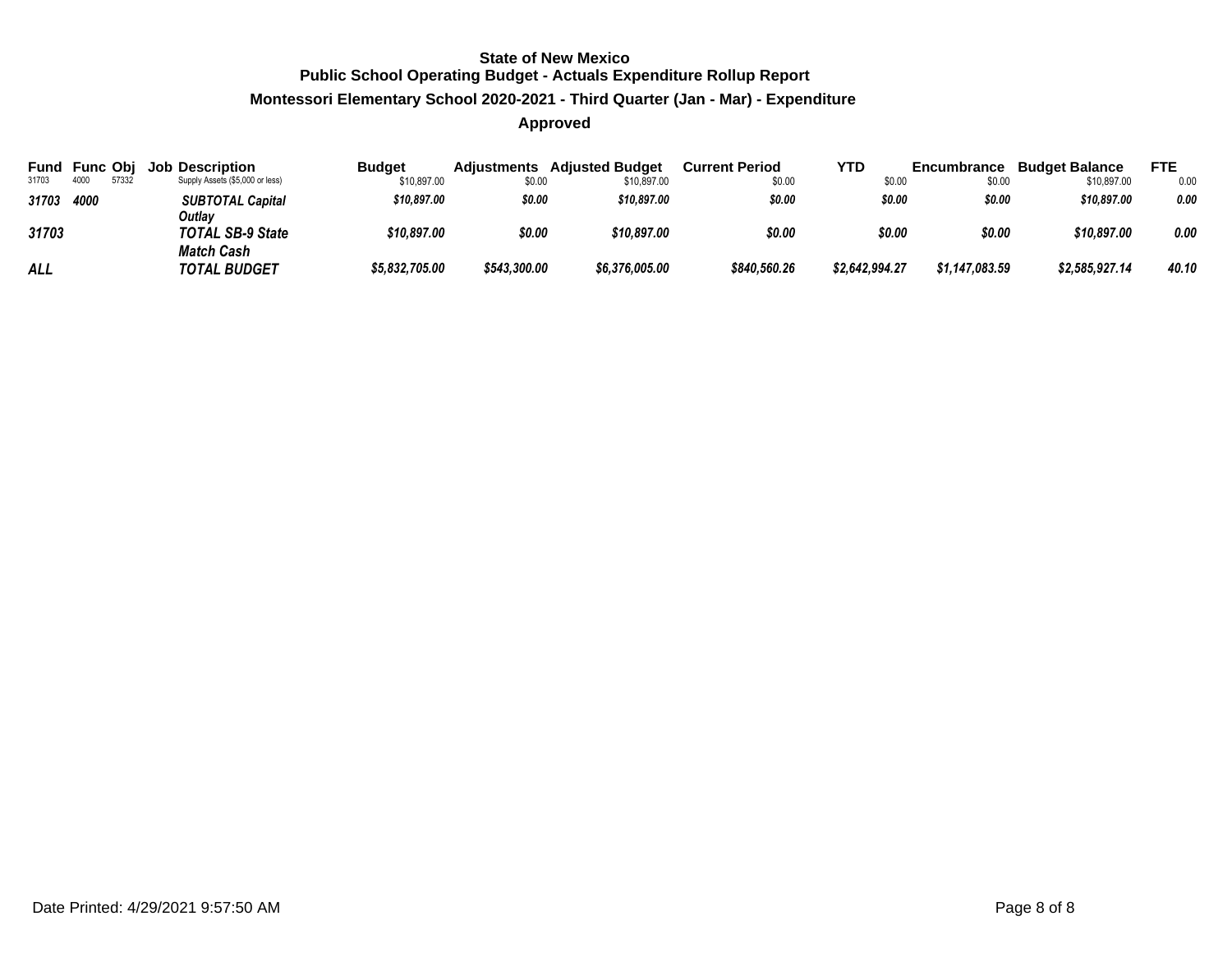**State of New Mexico**
**Public School Operating Budget - Actuals Expenditure Rollup Report**
**Montessori Elementary School 2020-2021 - Third Quarter (Jan - Mar) - Expenditure**
**Approved**

| Fund | Func | Obj | Job | Description | Budget | Adjustments | Adjusted Budget | Current Period | YTD | Encumbrance | Budget Balance | FTE |
|---|---|---|---|---|---|---|---|---|---|---|---|---|
| 31703 | 4000 | 57332 | | Supply Assets ($5,000 or less) | $10,897.00 | $0.00 | $10,897.00 | $0.00 | $0.00 | $0.00 | $10,897.00 | 0.00 |
| ***31703*** | ***4000*** | | | ***SUBTOTAL Capital Outlay*** | ***$10,897.00*** | ***$0.00*** | ***$10,897.00*** | ***$0.00*** | ***$0.00*** | ***$0.00*** | ***$10,897.00*** | ***0.00*** |
| ***31703*** | | | | ***TOTAL SB-9 State Match Cash*** | ***$10,897.00*** | ***$0.00*** | ***$10,897.00*** | ***$0.00*** | ***$0.00*** | ***$0.00*** | ***$10,897.00*** | ***0.00*** |
| ***ALL*** | | | | ***TOTAL BUDGET*** | ***$5,832,705.00*** | ***$543,300.00*** | ***$6,376,005.00*** | ***$840,560.26*** | ***$2,642,994.27*** | ***$1,147,083.59*** | ***$2,585,927.14*** | ***40.10*** |

Date Printed: 4/29/2021 9:57:50 AM